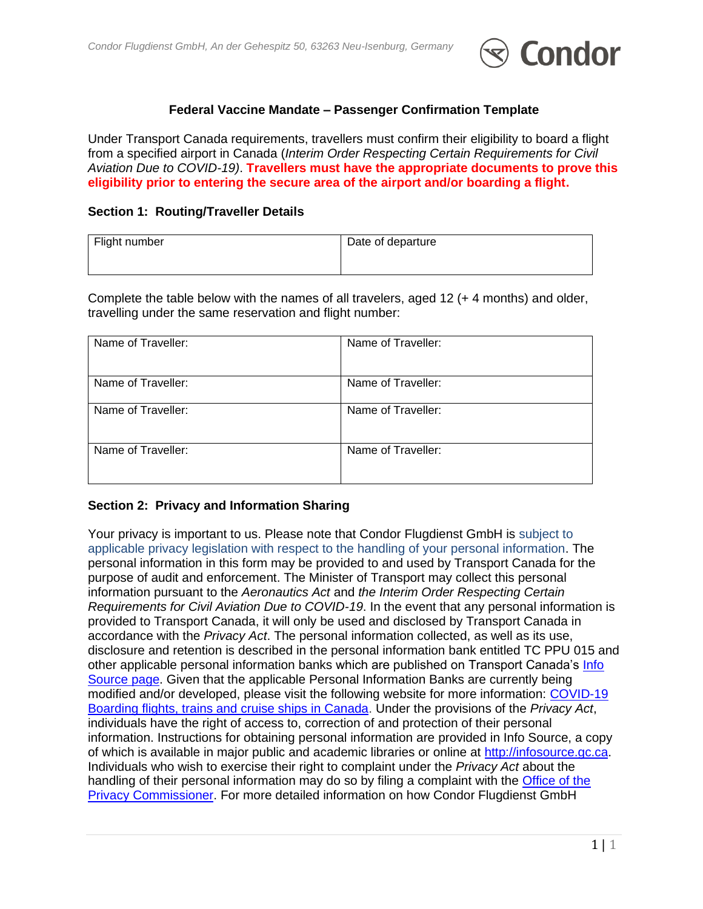Condor Flugdienst GmbH, An der Gehespitz 50, 63263 Neu-Isenburg, Germany

**Federal Vaccine Mandate – Passenger Confirmation Template**

Under Transport Canada requirements, travellers must confirm their eligibility to board a flight from a specified airport in Canada (*Interim Order Respecting Certain Requirements for Civil Aviation Due to COVID-19)*. **Travellers must have the appropriate documents to prove this eligibility prior to entering the secure area of the airport and/or boarding a flight.**

### Section 1: Routing/Traveller Details

| Flight number | Date of departure |
|---|---|
| | |

Complete the table below with the names of all travelers, aged 12 (+ 4 months) and older, travelling under the same reservation and flight number:

| Name of Traveller: | Name of Traveller: |
|---|---|
| Name of Traveller: | Name of Traveller: |
| Name of Traveller: | Name of Traveller: |
| Name of Traveller: | Name of Traveller: |

### Section 2: Privacy and Information Sharing

Your privacy is important to us. Please note that Condor Flugdienst GmbH is subject to applicable privacy legislation with respect to the handling of your personal information. The personal information in this form may be provided to and used by Transport Canada for the purpose of audit and enforcement. The Minister of Transport may collect this personal information pursuant to the *Aeronautics Act* and *the Interim Order Respecting Certain Requirements for Civil Aviation Due to COVID-19*. In the event that any personal information is provided to Transport Canada, it will only be used and disclosed by Transport Canada in accordance with the *Privacy Act*. The personal information collected, as well as its use, disclosure and retention is described in the personal information bank entitled TC PPU 015 and other applicable personal information banks which are published on Transport Canada's Info Source page. Given that the applicable Personal Information Banks are currently being modified and/or developed, please visit the following website for more information: COVID-19 Boarding flights, trains and cruise ships in Canada. Under the provisions of the *Privacy Act*, individuals have the right of access to, correction of and protection of their personal information. Instructions for obtaining personal information are provided in Info Source, a copy of which is available in major public and academic libraries or online at http://infosource.gc.ca. Individuals who wish to exercise their right to complaint under the *Privacy Act* about the handling of their personal information may do so by filing a complaint with the Office of the Privacy Commissioner. For more detailed information on how Condor Flugdienst GmbH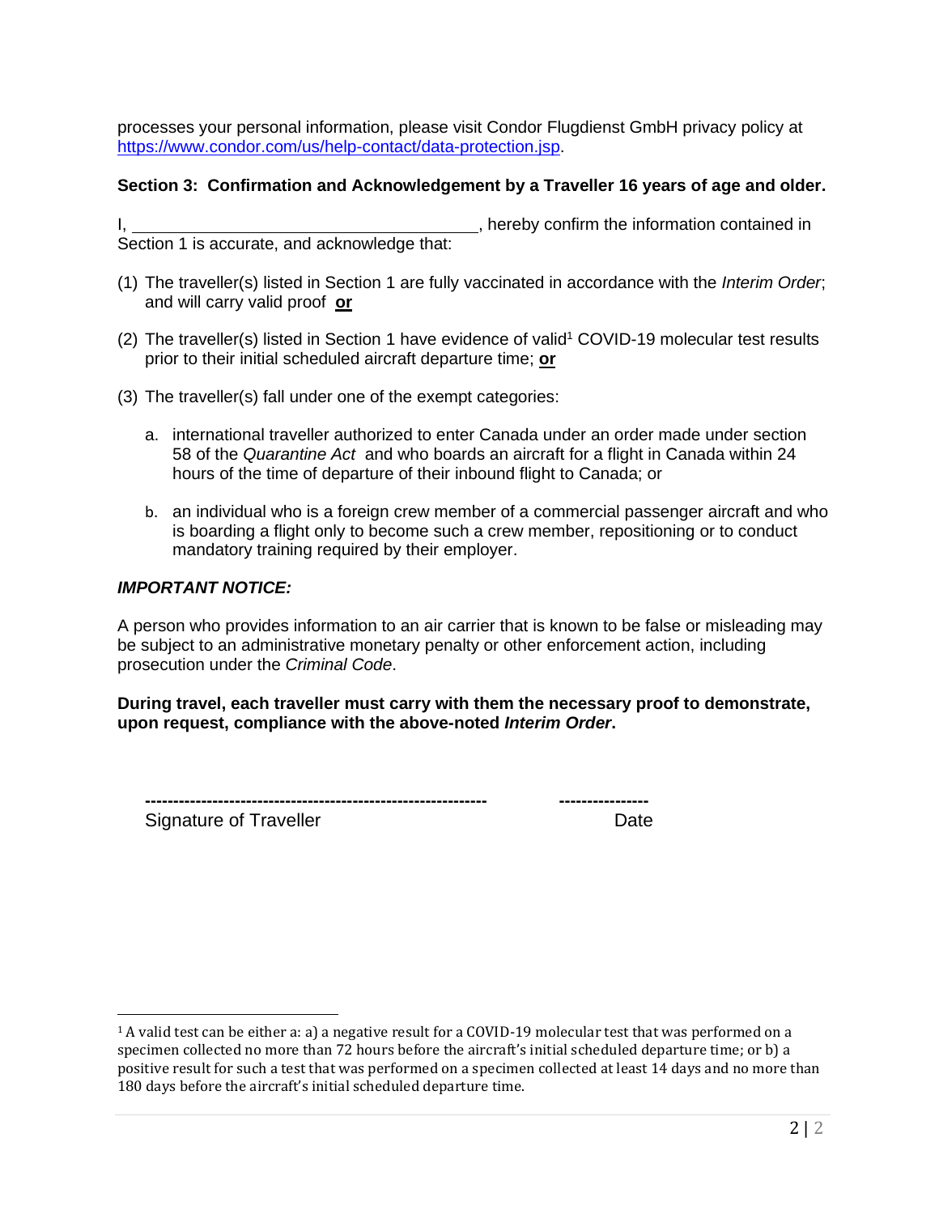processes your personal information, please visit Condor Flugdienst GmbH privacy policy at [https://www.condor.com/us/help-contact/data-protection.jsp](https://www.condor.com/us/help-contact/data-protection.jsp).

**Section 3: Confirmation and Acknowledgement by a Traveller 16 years of age and older.**

I, ______________________________________, hereby confirm the information contained in Section 1 is accurate, and acknowledge that:

(1) The traveller(s) listed in Section 1 are fully vaccinated in accordance with the *Interim Order*; and will carry valid proof **or**

(2) The traveller(s) listed in Section 1 have evidence of valid[1] COVID-19 molecular test results prior to their initial scheduled aircraft departure time; **or**

(3) The traveller(s) fall under one of the exempt categories:

   a. international traveller authorized to enter Canada under an order made under section 58 of the *Quarantine Act* and who boards an aircraft for a flight in Canada within 24 hours of the time of departure of their inbound flight to Canada; or

   b. an individual who is a foreign crew member of a commercial passenger aircraft and who is boarding a flight only to become such a crew member, repositioning or to conduct mandatory training required by their employer.

***IMPORTANT NOTICE:***

A person who provides information to an air carrier that is known to be false or misleading may be subject to an administrative monetary penalty or other enforcement action, including prosecution under the *Criminal Code*.

**During travel, each traveller must carry with them the necessary proof to demonstrate, upon request, compliance with the above-noted *Interim Order*.**

------------------------------------------------------------ ----------------

Signature of Traveller Date

[1] A valid test can be either a: a) a negative result for a COVID-19 molecular test that was performed on a specimen collected no more than 72 hours before the aircraft's initial scheduled departure time; or b) a positive result for such a test that was performed on a specimen collected at least 14 days and no more than 180 days before the aircraft's initial scheduled departure time.